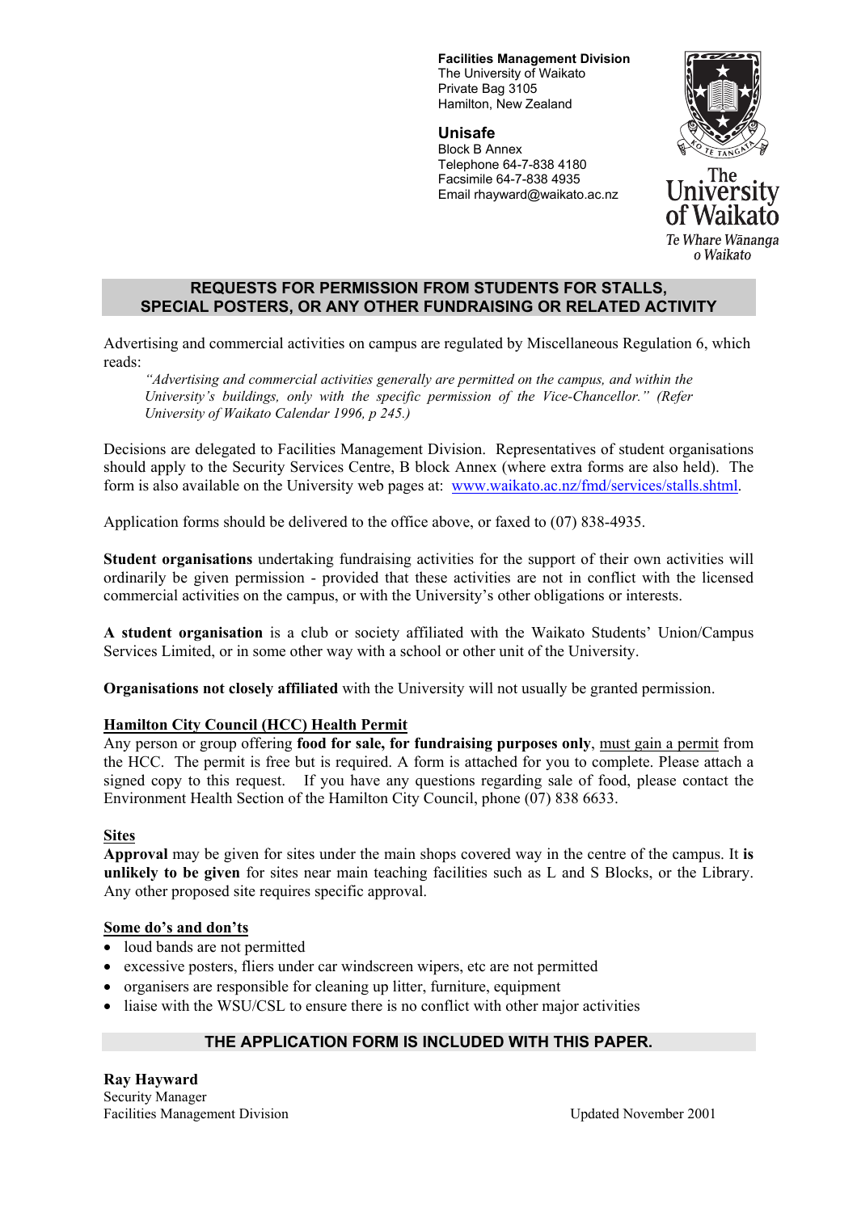**Facilities Management Division**
The University of Waikato
Private Bag 3105
Hamilton, New Zealand

**Unisafe**
Block B Annex
Telephone 64-7-838 4180
Facsimile 64-7-838 4935
Email rhayward@waikato.ac.nz

The University of Waikato
*Te Whare Wānanga o Waikato*

## REQUESTS FOR PERMISSION FROM STUDENTS FOR STALLS, SPECIAL POSTERS, OR ANY OTHER FUNDRAISING OR RELATED ACTIVITY

Advertising and commercial activities on campus are regulated by Miscellaneous Regulation 6, which reads:

> *"Advertising and commercial activities generally are permitted on the campus, and within the University's buildings, only with the specific permission of the Vice-Chancellor." (Refer University of Waikato Calendar 1996, p 245.)*

Decisions are delegated to Facilities Management Division. Representatives of student organisations should apply to the Security Services Centre, B block Annex (where extra forms are also held). The form is also available on the University web pages at: www.waikato.ac.nz/fmd/services/stalls.shtml.

Application forms should be delivered to the office above, or faxed to (07) 838-4935.

**Student organisations** undertaking fundraising activities for the support of their own activities will ordinarily be given permission - provided that these activities are not in conflict with the licensed commercial activities on the campus, or with the University's other obligations or interests.

**A student organisation** is a club or society affiliated with the Waikato Students' Union/Campus Services Limited, or in some other way with a school or other unit of the University.

**Organisations not closely affiliated** with the University will not usually be granted permission.

### Hamilton City Council (HCC) Health Permit

Any person or group offering **food for sale, for fundraising purposes only**, must gain a permit from the HCC. The permit is free but is required. A form is attached for you to complete. Please attach a signed copy to this request. If you have any questions regarding sale of food, please contact the Environment Health Section of the Hamilton City Council, phone (07) 838 6633.

### Sites

**Approval** may be given for sites under the main shops covered way in the centre of the campus. It **is unlikely to be given** for sites near main teaching facilities such as L and S Blocks, or the Library. Any other proposed site requires specific approval.

### Some do's and don'ts

- loud bands are not permitted
- excessive posters, fliers under car windscreen wipers, etc are not permitted
- organisers are responsible for cleaning up litter, furniture, equipment
- liaise with the WSU/CSL to ensure there is no conflict with other major activities

**THE APPLICATION FORM IS INCLUDED WITH THIS PAPER.**

**Ray Hayward**
Security Manager
Facilities Management Division

Updated November 2001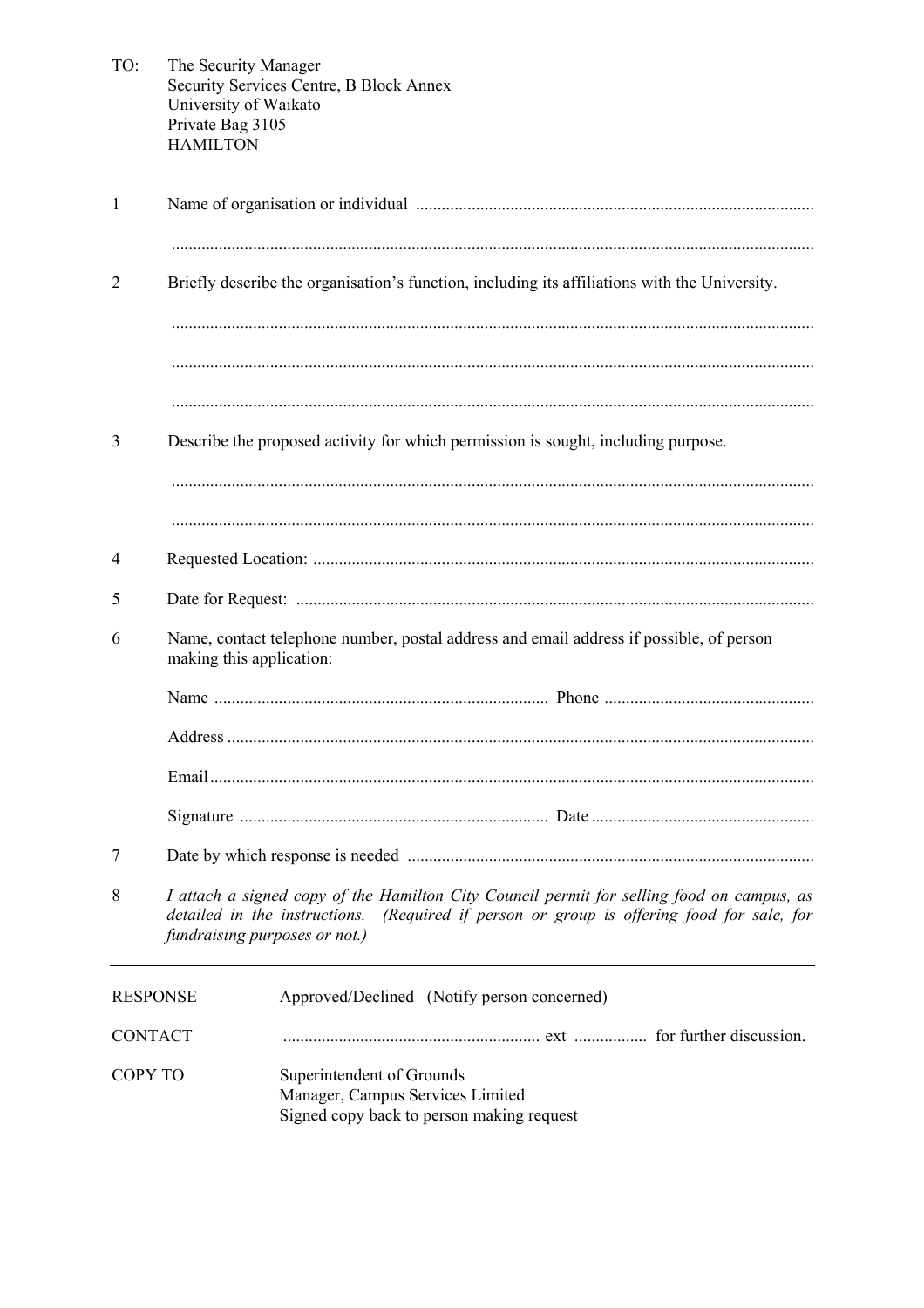TO: The Security Manager
Security Services Centre, B Block Annex
University of Waikato
Private Bag 3105
HAMILTON

1 Name of organisation or individual ............................................................................................

....................................................................................................................................................

2 Briefly describe the organisation's function, including its affiliations with the University.

....................................................................................................................................................

....................................................................................................................................................

....................................................................................................................................................

3 Describe the proposed activity for which permission is sought, including purpose.

....................................................................................................................................................

....................................................................................................................................................

4 Requested Location: ....................................................................................................................

5 Date for Request: ........................................................................................................................

6 Name, contact telephone number, postal address and email address if possible, of person making this application:

Name ............................................................................. Phone ................................................

Address ........................................................................................................................................

Email ............................................................................................................................................

Signature ....................................................................... Date ...................................................

7 Date by which response is needed ..............................................................................................

8 *I attach a signed copy of the Hamilton City Council permit for selling food on campus, as detailed in the instructions. (Required if person or group is offering food for sale, for fundraising purposes or not.)*

---

RESPONSE Approved/Declined (Notify person concerned)

CONTACT ............................................................ ext ................ for further discussion.

COPY TO Superintendent of Grounds
Manager, Campus Services Limited
Signed copy back to person making request